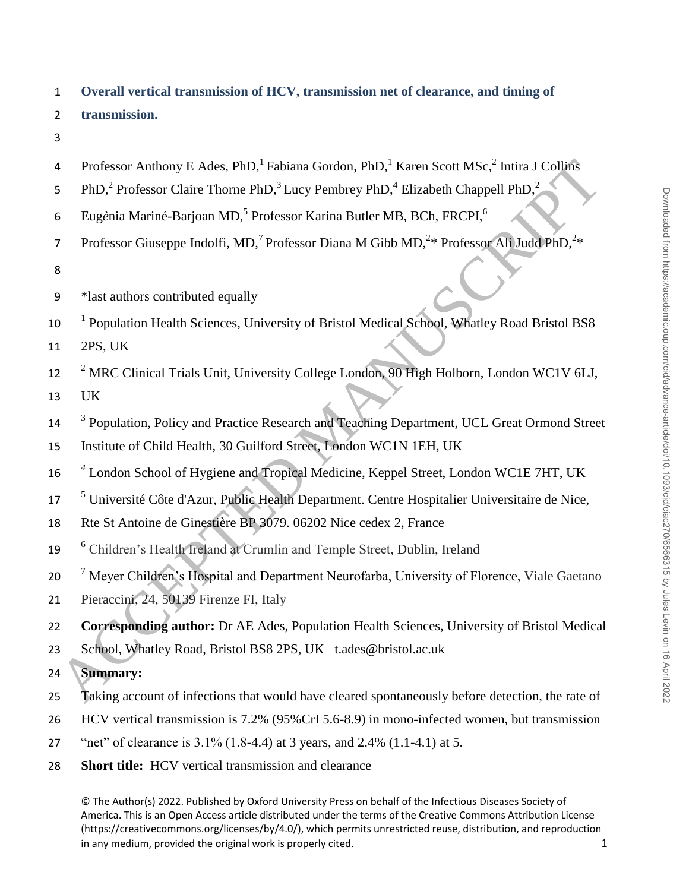# Overall vertical transmission of HCV, transmission net of clearance, and timing of transmission.

Professor Anthony E Ades, PhD,[1] Fabiana Gordon, PhD,[1] Karen Scott MSc,[2] Intira J Collins PhD,[2] Professor Claire Thorne PhD,[3] Lucy Pembrey PhD,[4] Elizabeth Chappell PhD,[2] Eugènia Mariné-Barjoan MD,[5] Professor Karina Butler MB, BCh, FRCPI,[6] Professor Giuseppe Indolfi, MD,[7] Professor Diana M Gibb MD,[2]* Professor Ali Judd PhD,[2]*

*last authors contributed equally

[1] Population Health Sciences, University of Bristol Medical School, Whatley Road Bristol BS8 2PS, UK

[2] MRC Clinical Trials Unit, University College London, 90 High Holborn, London WC1V 6LJ, UK

[3] Population, Policy and Practice Research and Teaching Department, UCL Great Ormond Street Institute of Child Health, 30 Guilford Street, London WC1N 1EH, UK

[4] London School of Hygiene and Tropical Medicine, Keppel Street, London WC1E 7HT, UK

[5] Université Côte d'Azur, Public Health Department. Centre Hospitalier Universitaire de Nice, Rte St Antoine de Ginestière BP 3079. 06202 Nice cedex 2, France

[6] Children's Health Ireland at Crumlin and Temple Street, Dublin, Ireland

[7] Meyer Children's Hospital and Department Neurofarba, University of Florence, Viale Gaetano Pieraccini, 24, 50139 Firenze FI, Italy

**Corresponding author:** Dr AE Ades, Population Health Sciences, University of Bristol Medical School, Whatley Road, Bristol BS8 2PS, UK t.ades@bristol.ac.uk

**Summary:**

Taking account of infections that would have cleared spontaneously before detection, the rate of HCV vertical transmission is 7.2% (95%CrI 5.6-8.9) in mono-infected women, but transmission "net" of clearance is 3.1% (1.8-4.4) at 3 years, and 2.4% (1.1-4.1) at 5.

**Short title:** HCV vertical transmission and clearance

© The Author(s) 2022. Published by Oxford University Press on behalf of the Infectious Diseases Society of America. This is an Open Access article distributed under the terms of the Creative Commons Attribution License (https://creativecommons.org/licenses/by/4.0/), which permits unrestricted reuse, distribution, and reproduction in any medium, provided the original work is properly cited.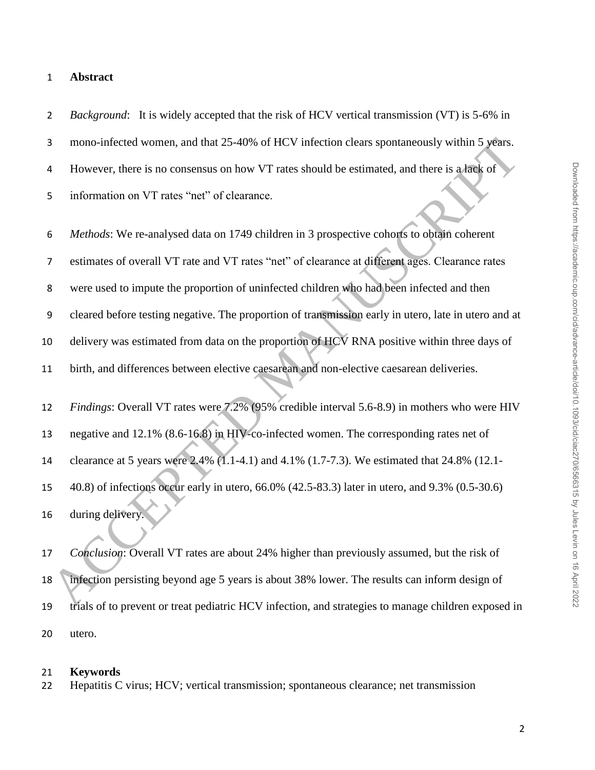# Abstract

*Background*: It is widely accepted that the risk of HCV vertical transmission (VT) is 5-6% in mono-infected women, and that 25-40% of HCV infection clears spontaneously within 5 years. However, there is no consensus on how VT rates should be estimated, and there is a lack of information on VT rates "net" of clearance.

*Methods*: We re-analysed data on 1749 children in 3 prospective cohorts to obtain coherent estimates of overall VT rate and VT rates "net" of clearance at different ages. Clearance rates were used to impute the proportion of uninfected children who had been infected and then cleared before testing negative. The proportion of transmission early in utero, late in utero and at delivery was estimated from data on the proportion of HCV RNA positive within three days of birth, and differences between elective caesarean and non-elective caesarean deliveries.

*Findings*: Overall VT rates were 7.2% (95% credible interval 5.6-8.9) in mothers who were HIV negative and 12.1% (8.6-16.8) in HIV-co-infected women. The corresponding rates net of clearance at 5 years were 2.4% (1.1-4.1) and 4.1% (1.7-7.3). We estimated that 24.8% (12.1-40.8) of infections occur early in utero, 66.0% (42.5-83.3) later in utero, and 9.3% (0.5-30.6) during delivery.

*Conclusion*: Overall VT rates are about 24% higher than previously assumed, but the risk of infection persisting beyond age 5 years is about 38% lower. The results can inform design of trials of to prevent or treat pediatric HCV infection, and strategies to manage children exposed in utero.

**Keywords**

Hepatitis C virus; HCV; vertical transmission; spontaneous clearance; net transmission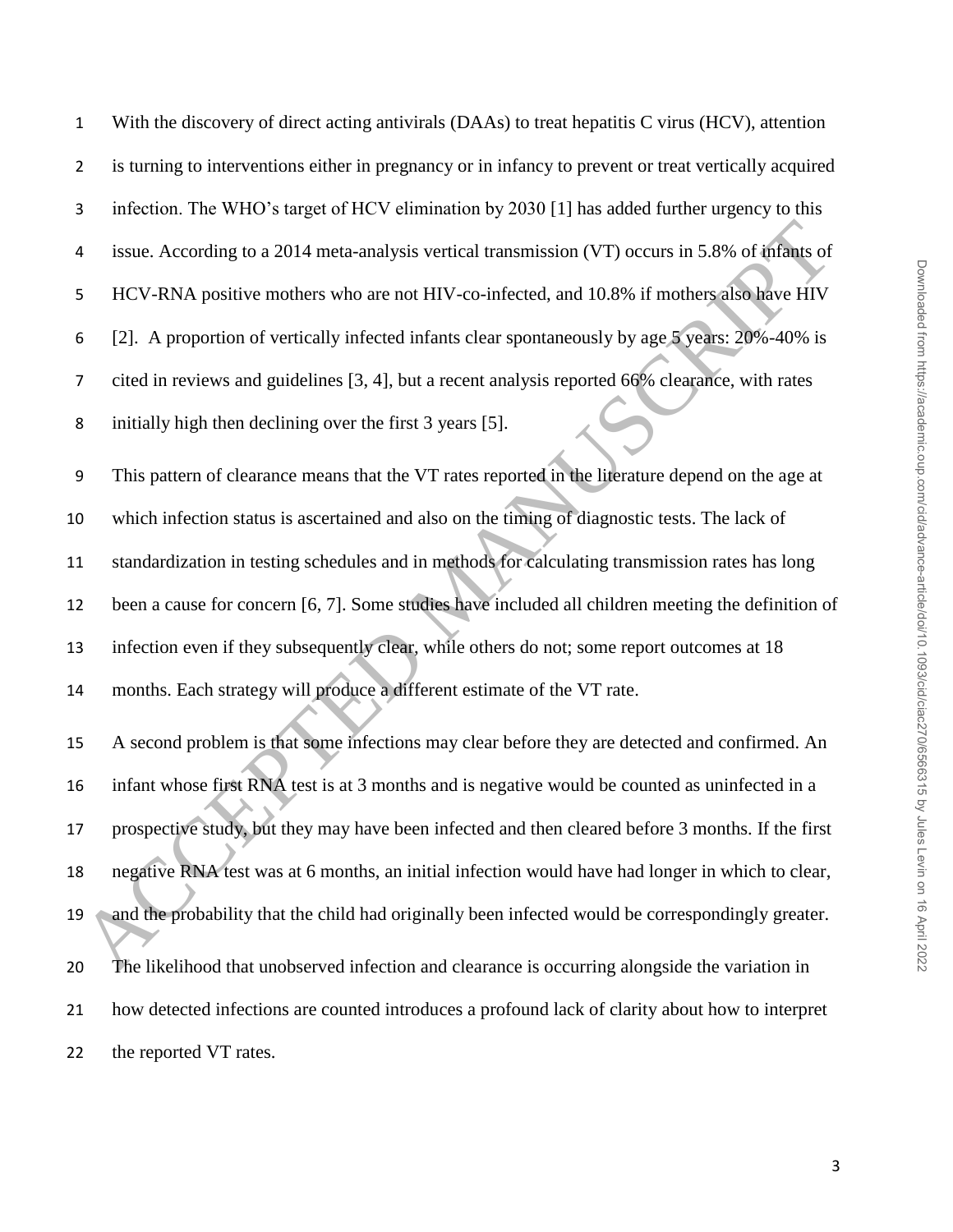With the discovery of direct acting antivirals (DAAs) to treat hepatitis C virus (HCV), attention is turning to interventions either in pregnancy or in infancy to prevent or treat vertically acquired infection. The WHO's target of HCV elimination by 2030 [1] has added further urgency to this issue. According to a 2014 meta-analysis vertical transmission (VT) occurs in 5.8% of infants of HCV-RNA positive mothers who are not HIV-co-infected, and 10.8% if mothers also have HIV [2]. A proportion of vertically infected infants clear spontaneously by age 5 years: 20%-40% is cited in reviews and guidelines [3, 4], but a recent analysis reported 66% clearance, with rates initially high then declining over the first 3 years [5].

This pattern of clearance means that the VT rates reported in the literature depend on the age at which infection status is ascertained and also on the timing of diagnostic tests. The lack of standardization in testing schedules and in methods for calculating transmission rates has long been a cause for concern [6, 7]. Some studies have included all children meeting the definition of infection even if they subsequently clear, while others do not; some report outcomes at 18 months. Each strategy will produce a different estimate of the VT rate.

A second problem is that some infections may clear before they are detected and confirmed. An infant whose first RNA test is at 3 months and is negative would be counted as uninfected in a prospective study, but they may have been infected and then cleared before 3 months. If the first negative RNA test was at 6 months, an initial infection would have had longer in which to clear, and the probability that the child had originally been infected would be correspondingly greater. The likelihood that unobserved infection and clearance is occurring alongside the variation in how detected infections are counted introduces a profound lack of clarity about how to interpret the reported VT rates.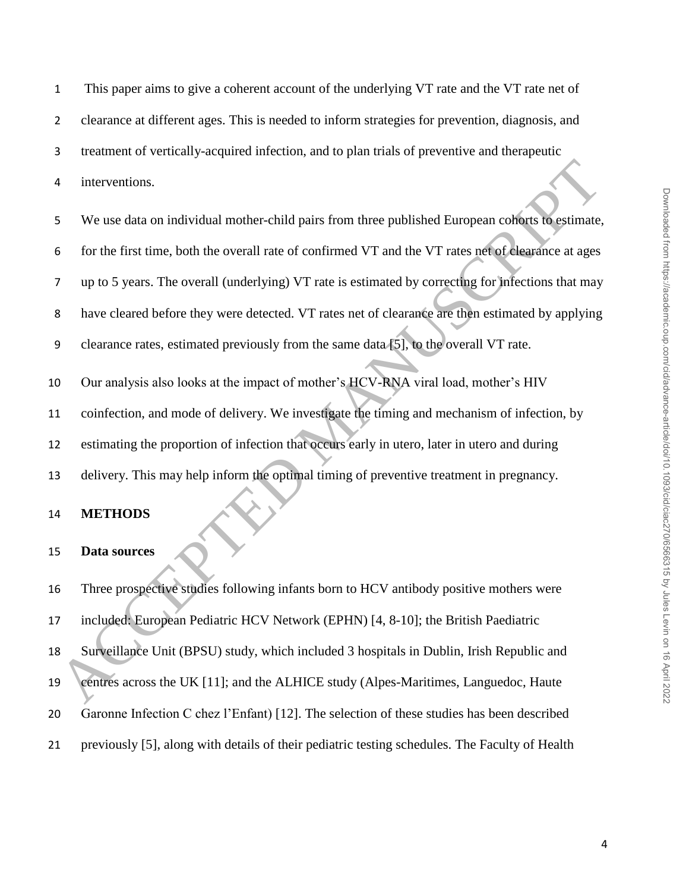This paper aims to give a coherent account of the underlying VT rate and the VT rate net of clearance at different ages. This is needed to inform strategies for prevention, diagnosis, and treatment of vertically-acquired infection, and to plan trials of preventive and therapeutic interventions.

We use data on individual mother-child pairs from three published European cohorts to estimate, for the first time, both the overall rate of confirmed VT and the VT rates net of clearance at ages up to 5 years. The overall (underlying) VT rate is estimated by correcting for infections that may have cleared before they were detected. VT rates net of clearance are then estimated by applying clearance rates, estimated previously from the same data [5], to the overall VT rate.

Our analysis also looks at the impact of mother's HCV-RNA viral load, mother's HIV coinfection, and mode of delivery. We investigate the timing and mechanism of infection, by estimating the proportion of infection that occurs early in utero, later in utero and during delivery. This may help inform the optimal timing of preventive treatment in pregnancy.

## METHODS

### Data sources

Three prospective studies following infants born to HCV antibody positive mothers were included: European Pediatric HCV Network (EPHN) [4, 8-10]; the British Paediatric Surveillance Unit (BPSU) study, which included 3 hospitals in Dublin, Irish Republic and centres across the UK [11]; and the ALHICE study (Alpes-Maritimes, Languedoc, Haute Garonne Infection C chez l'Enfant) [12]. The selection of these studies has been described previously [5], along with details of their pediatric testing schedules. The Faculty of Health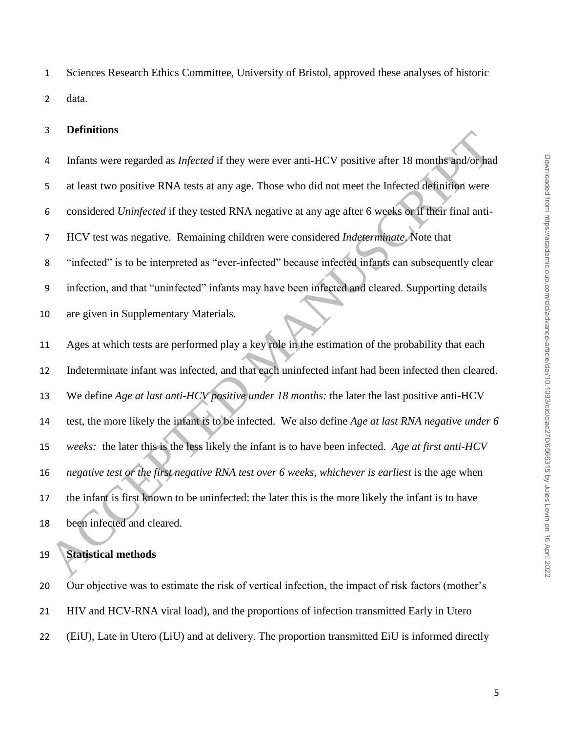Sciences Research Ethics Committee, University of Bristol, approved these analyses of historic data.

**Definitions**

Infants were regarded as *Infected* if they were ever anti-HCV positive after 18 months and/or had at least two positive RNA tests at any age. Those who did not meet the Infected definition were considered *Uninfected* if they tested RNA negative at any age after 6 weeks or if their final anti-HCV test was negative. Remaining children were considered *Indeterminate*. Note that "infected" is to be interpreted as "ever-infected" because infected infants can subsequently clear infection, and that "uninfected" infants may have been infected and cleared. Supporting details are given in Supplementary Materials.

Ages at which tests are performed play a key role in the estimation of the probability that each Indeterminate infant was infected, and that each uninfected infant had been infected then cleared. We define *Age at last anti-HCV positive under 18 months:* the later the last positive anti-HCV test, the more likely the infant is to be infected. We also define *Age at last RNA negative under 6 weeks:* the later this is the less likely the infant is to have been infected. *Age at first anti-HCV negative test or the first negative RNA test over 6 weeks, whichever is earliest* is the age when the infant is first known to be uninfected: the later this is the more likely the infant is to have been infected and cleared.

**Statistical methods**

Our objective was to estimate the risk of vertical infection, the impact of risk factors (mother's HIV and HCV-RNA viral load), and the proportions of infection transmitted Early in Utero (EiU), Late in Utero (LiU) and at delivery. The proportion transmitted EiU is informed directly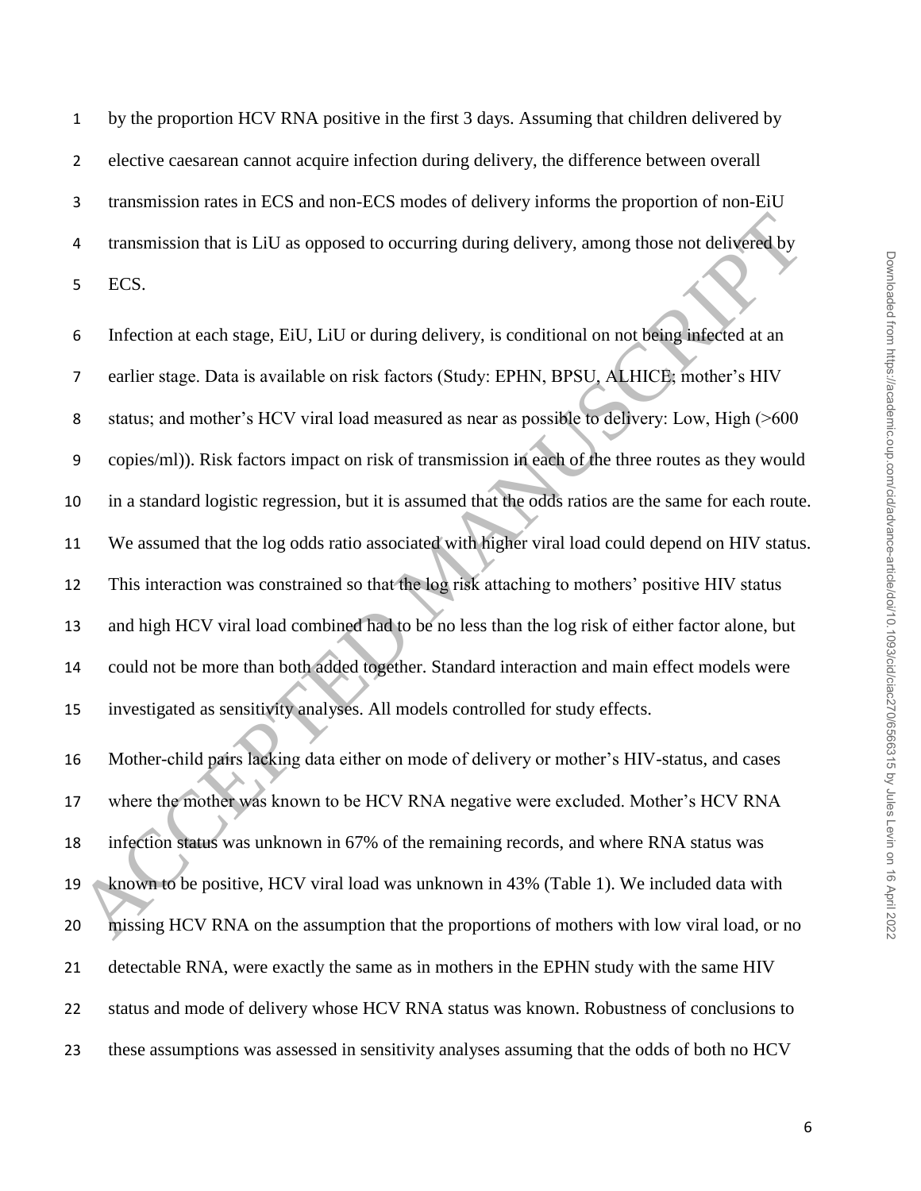by the proportion HCV RNA positive in the first 3 days. Assuming that children delivered by elective caesarean cannot acquire infection during delivery, the difference between overall transmission rates in ECS and non-ECS modes of delivery informs the proportion of non-EiU transmission that is LiU as opposed to occurring during delivery, among those not delivered by ECS.

Infection at each stage, EiU, LiU or during delivery, is conditional on not being infected at an earlier stage. Data is available on risk factors (Study: EPHN, BPSU, ALHICE; mother's HIV status; and mother's HCV viral load measured as near as possible to delivery: Low, High (>600 copies/ml)). Risk factors impact on risk of transmission in each of the three routes as they would in a standard logistic regression, but it is assumed that the odds ratios are the same for each route. We assumed that the log odds ratio associated with higher viral load could depend on HIV status. This interaction was constrained so that the log risk attaching to mothers' positive HIV status and high HCV viral load combined had to be no less than the log risk of either factor alone, but could not be more than both added together. Standard interaction and main effect models were investigated as sensitivity analyses. All models controlled for study effects.

Mother-child pairs lacking data either on mode of delivery or mother's HIV-status, and cases where the mother was known to be HCV RNA negative were excluded. Mother's HCV RNA infection status was unknown in 67% of the remaining records, and where RNA status was known to be positive, HCV viral load was unknown in 43% (Table 1). We included data with missing HCV RNA on the assumption that the proportions of mothers with low viral load, or no detectable RNA, were exactly the same as in mothers in the EPHN study with the same HIV status and mode of delivery whose HCV RNA status was known. Robustness of conclusions to these assumptions was assessed in sensitivity analyses assuming that the odds of both no HCV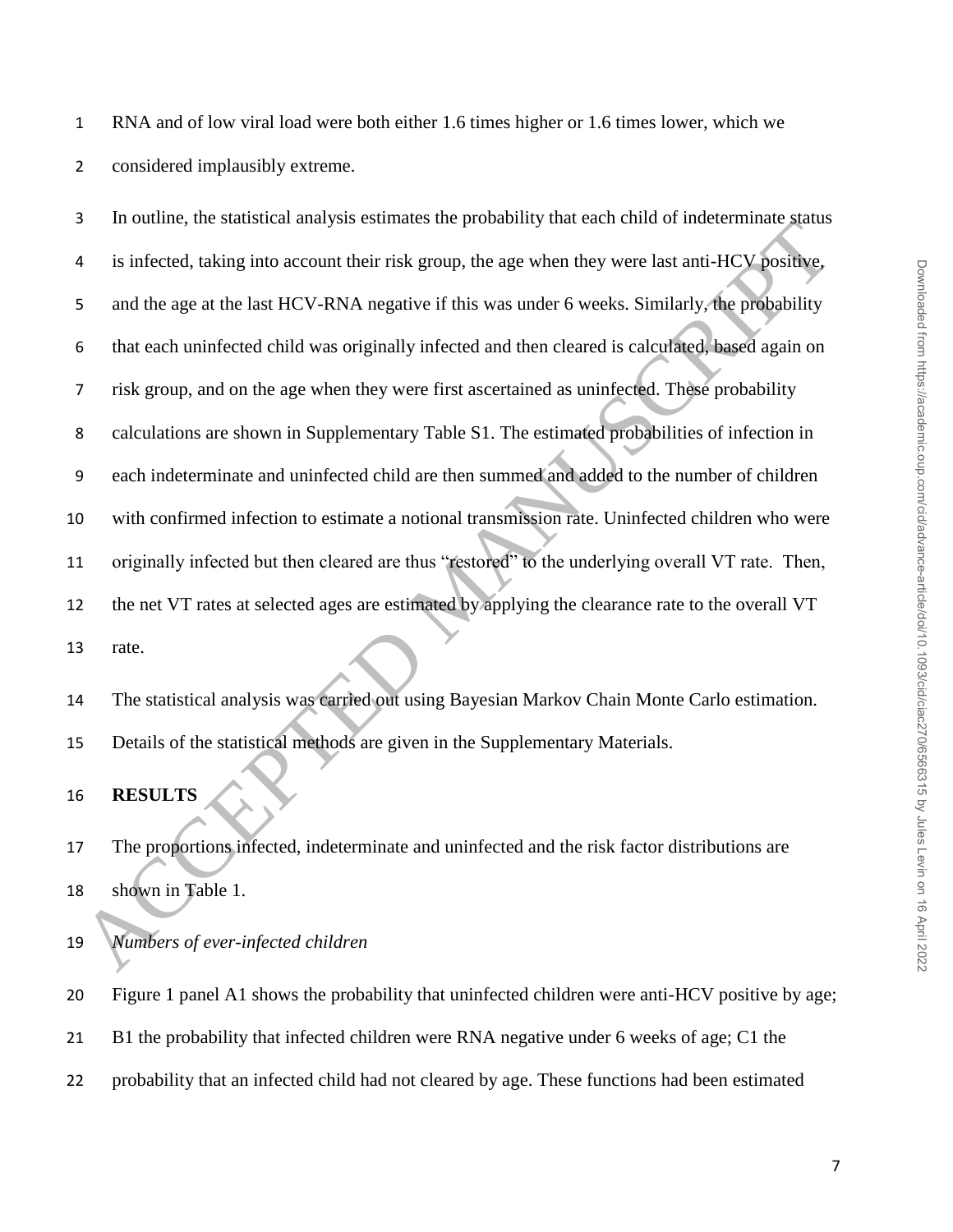RNA and of low viral load were both either 1.6 times higher or 1.6 times lower, which we considered implausibly extreme.

In outline, the statistical analysis estimates the probability that each child of indeterminate status is infected, taking into account their risk group, the age when they were last anti-HCV positive, and the age at the last HCV-RNA negative if this was under 6 weeks. Similarly, the probability that each uninfected child was originally infected and then cleared is calculated, based again on risk group, and on the age when they were first ascertained as uninfected. These probability calculations are shown in Supplementary Table S1. The estimated probabilities of infection in each indeterminate and uninfected child are then summed and added to the number of children with confirmed infection to estimate a notional transmission rate. Uninfected children who were originally infected but then cleared are thus "restored" to the underlying overall VT rate. Then, the net VT rates at selected ages are estimated by applying the clearance rate to the overall VT rate.

The statistical analysis was carried out using Bayesian Markov Chain Monte Carlo estimation. Details of the statistical methods are given in the Supplementary Materials.

## RESULTS

The proportions infected, indeterminate and uninfected and the risk factor distributions are shown in Table 1.

### *Numbers of ever-infected children*

Figure 1 panel A1 shows the probability that uninfected children were anti-HCV positive by age; B1 the probability that infected children were RNA negative under 6 weeks of age; C1 the probability that an infected child had not cleared by age. These functions had been estimated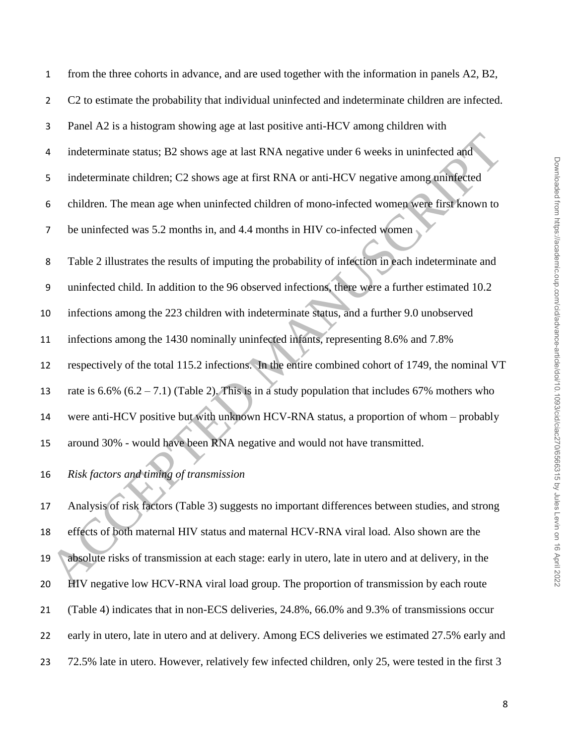from the three cohorts in advance, and are used together with the information in panels A2, B2, C2 to estimate the probability that individual uninfected and indeterminate children are infected. Panel A2 is a histogram showing age at last positive anti-HCV among children with indeterminate status; B2 shows age at last RNA negative under 6 weeks in uninfected and indeterminate children; C2 shows age at first RNA or anti-HCV negative among uninfected children. The mean age when uninfected children of mono-infected women were first known to be uninfected was 5.2 months in, and 4.4 months in HIV co-infected women

Table 2 illustrates the results of imputing the probability of infection in each indeterminate and uninfected child. In addition to the 96 observed infections, there were a further estimated 10.2 infections among the 223 children with indeterminate status, and a further 9.0 unobserved infections among the 1430 nominally uninfected infants, representing 8.6% and 7.8% respectively of the total 115.2 infections. In the entire combined cohort of 1749, the nominal VT rate is 6.6% (6.2 – 7.1) (Table 2). This is in a study population that includes 67% mothers who were anti-HCV positive but with unknown HCV-RNA status, a proportion of whom – probably around 30% - would have been RNA negative and would not have transmitted.

*Risk factors and timing of transmission*

Analysis of risk factors (Table 3) suggests no important differences between studies, and strong effects of both maternal HIV status and maternal HCV-RNA viral load. Also shown are the absolute risks of transmission at each stage: early in utero, late in utero and at delivery, in the HIV negative low HCV-RNA viral load group. The proportion of transmission by each route (Table 4) indicates that in non-ECS deliveries, 24.8%, 66.0% and 9.3% of transmissions occur early in utero, late in utero and at delivery. Among ECS deliveries we estimated 27.5% early and 72.5% late in utero. However, relatively few infected children, only 25, were tested in the first 3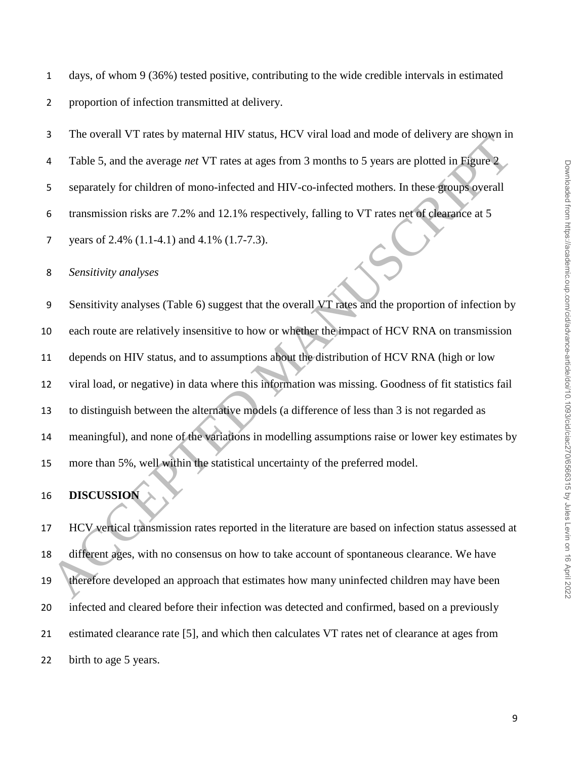days, of whom 9 (36%) tested positive, contributing to the wide credible intervals in estimated proportion of infection transmitted at delivery.

The overall VT rates by maternal HIV status, HCV viral load and mode of delivery are shown in Table 5, and the average *net* VT rates at ages from 3 months to 5 years are plotted in Figure 2 separately for children of mono-infected and HIV-co-infected mothers. In these groups overall transmission risks are 7.2% and 12.1% respectively, falling to VT rates net of clearance at 5 years of 2.4% (1.1-4.1) and 4.1% (1.7-7.3).

*Sensitivity analyses*

Sensitivity analyses (Table 6) suggest that the overall VT rates and the proportion of infection by each route are relatively insensitive to how or whether the impact of HCV RNA on transmission depends on HIV status, and to assumptions about the distribution of HCV RNA (high or low viral load, or negative) in data where this information was missing. Goodness of fit statistics fail to distinguish between the alternative models (a difference of less than 3 is not regarded as meaningful), and none of the variations in modelling assumptions raise or lower key estimates by more than 5%, well within the statistical uncertainty of the preferred model.

## DISCUSSION

HCV vertical transmission rates reported in the literature are based on infection status assessed at different ages, with no consensus on how to take account of spontaneous clearance. We have therefore developed an approach that estimates how many uninfected children may have been infected and cleared before their infection was detected and confirmed, based on a previously estimated clearance rate [5], and which then calculates VT rates net of clearance at ages from birth to age 5 years.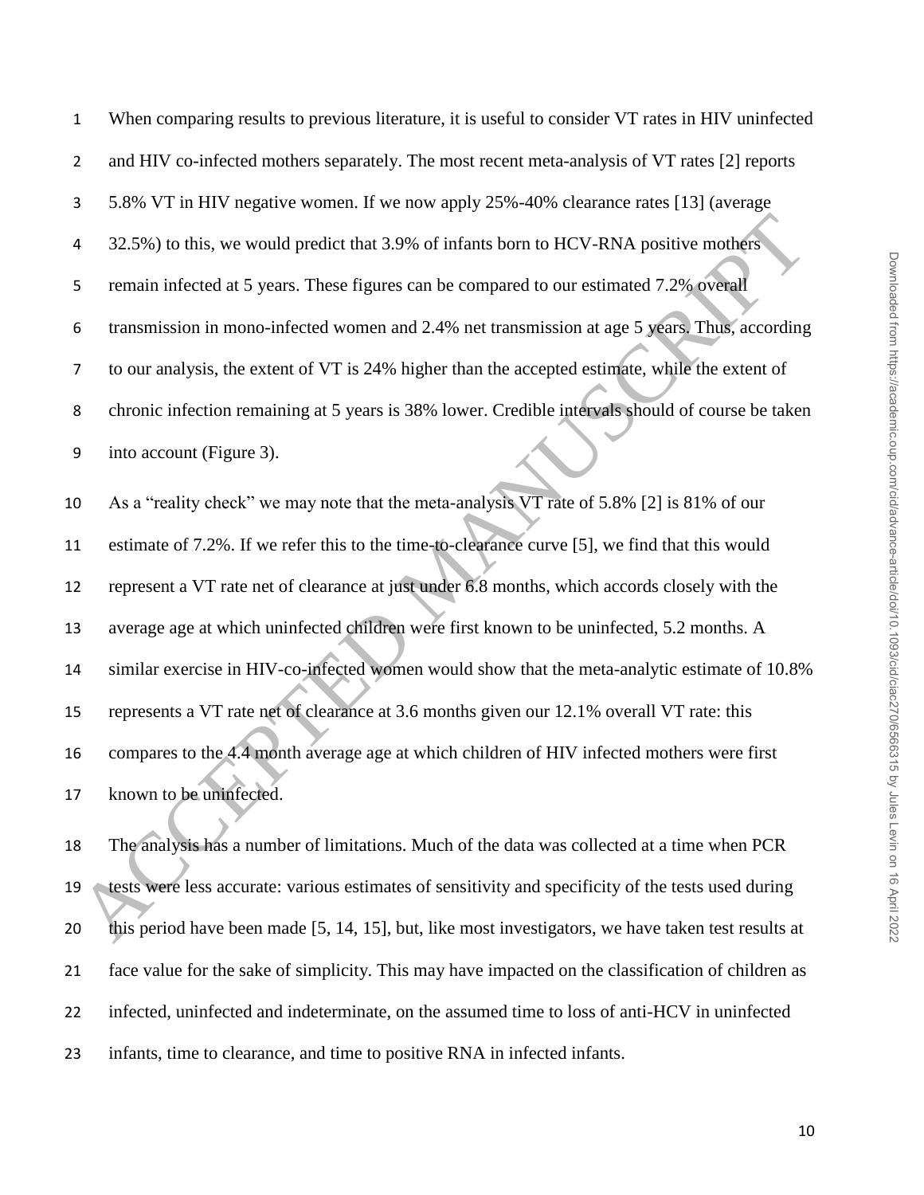When comparing results to previous literature, it is useful to consider VT rates in HIV uninfected and HIV co-infected mothers separately. The most recent meta-analysis of VT rates [2] reports 5.8% VT in HIV negative women. If we now apply 25%-40% clearance rates [13] (average 32.5%) to this, we would predict that 3.9% of infants born to HCV-RNA positive mothers remain infected at 5 years. These figures can be compared to our estimated 7.2% overall transmission in mono-infected women and 2.4% net transmission at age 5 years. Thus, according to our analysis, the extent of VT is 24% higher than the accepted estimate, while the extent of chronic infection remaining at 5 years is 38% lower. Credible intervals should of course be taken into account (Figure 3).

As a "reality check" we may note that the meta-analysis VT rate of 5.8% [2] is 81% of our estimate of 7.2%. If we refer this to the time-to-clearance curve [5], we find that this would represent a VT rate net of clearance at just under 6.8 months, which accords closely with the average age at which uninfected children were first known to be uninfected, 5.2 months. A similar exercise in HIV-co-infected women would show that the meta-analytic estimate of 10.8% represents a VT rate net of clearance at 3.6 months given our 12.1% overall VT rate: this compares to the 4.4 month average age at which children of HIV infected mothers were first known to be uninfected.

The analysis has a number of limitations. Much of the data was collected at a time when PCR tests were less accurate: various estimates of sensitivity and specificity of the tests used during this period have been made [5, 14, 15], but, like most investigators, we have taken test results at face value for the sake of simplicity. This may have impacted on the classification of children as infected, uninfected and indeterminate, on the assumed time to loss of anti-HCV in uninfected infants, time to clearance, and time to positive RNA in infected infants.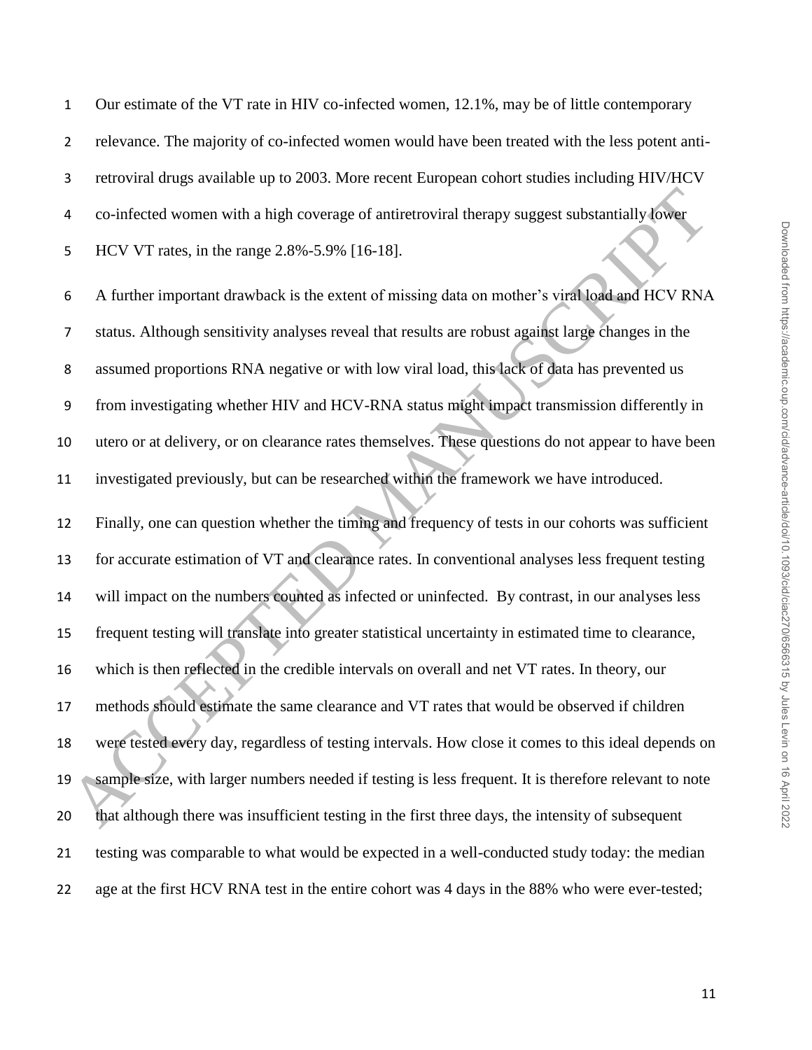Our estimate of the VT rate in HIV co-infected women, 12.1%, may be of little contemporary relevance. The majority of co-infected women would have been treated with the less potent anti-retroviral drugs available up to 2003. More recent European cohort studies including HIV/HCV co-infected women with a high coverage of antiretroviral therapy suggest substantially lower HCV VT rates, in the range 2.8%-5.9% [16-18].

A further important drawback is the extent of missing data on mother's viral load and HCV RNA status. Although sensitivity analyses reveal that results are robust against large changes in the assumed proportions RNA negative or with low viral load, this lack of data has prevented us from investigating whether HIV and HCV-RNA status might impact transmission differently in utero or at delivery, or on clearance rates themselves. These questions do not appear to have been investigated previously, but can be researched within the framework we have introduced.

Finally, one can question whether the timing and frequency of tests in our cohorts was sufficient for accurate estimation of VT and clearance rates. In conventional analyses less frequent testing will impact on the numbers counted as infected or uninfected. By contrast, in our analyses less frequent testing will translate into greater statistical uncertainty in estimated time to clearance, which is then reflected in the credible intervals on overall and net VT rates. In theory, our methods should estimate the same clearance and VT rates that would be observed if children were tested every day, regardless of testing intervals. How close it comes to this ideal depends on sample size, with larger numbers needed if testing is less frequent. It is therefore relevant to note that although there was insufficient testing in the first three days, the intensity of subsequent testing was comparable to what would be expected in a well-conducted study today: the median age at the first HCV RNA test in the entire cohort was 4 days in the 88% who were ever-tested;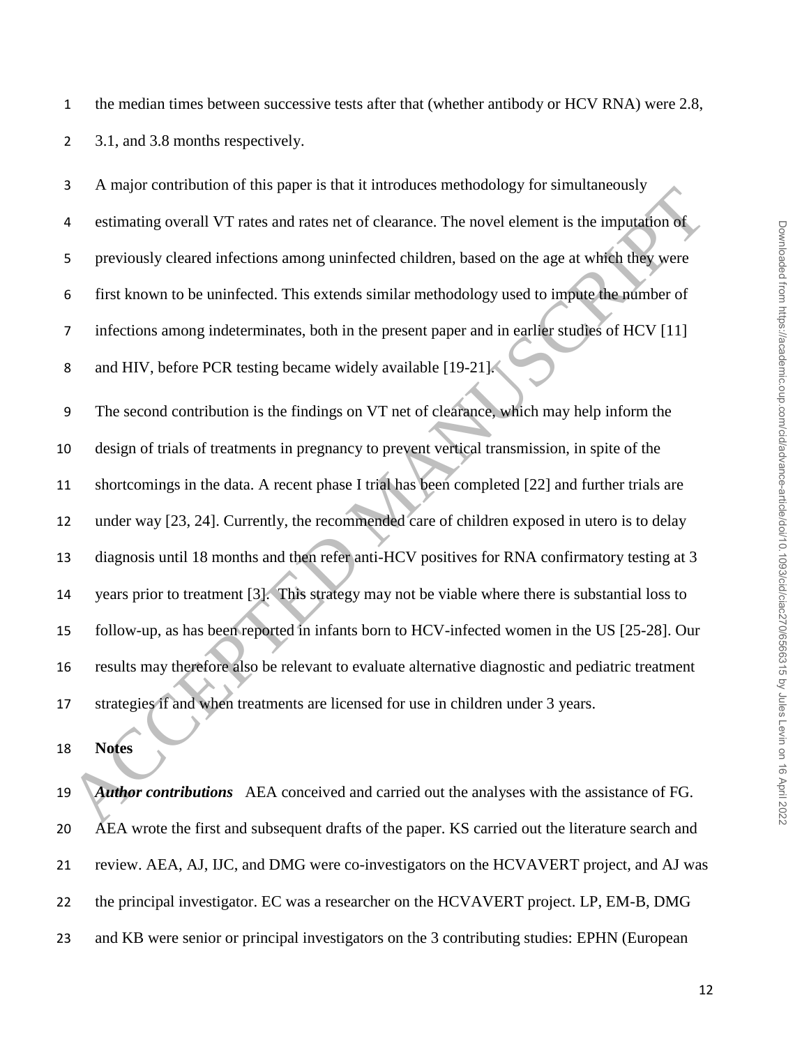the median times between successive tests after that (whether antibody or HCV RNA) were 2.8, 3.1, and 3.8 months respectively.

A major contribution of this paper is that it introduces methodology for simultaneously estimating overall VT rates and rates net of clearance. The novel element is the imputation of previously cleared infections among uninfected children, based on the age at which they were first known to be uninfected. This extends similar methodology used to impute the number of infections among indeterminates, both in the present paper and in earlier studies of HCV [11] and HIV, before PCR testing became widely available [19-21].

The second contribution is the findings on VT net of clearance, which may help inform the design of trials of treatments in pregnancy to prevent vertical transmission, in spite of the shortcomings in the data. A recent phase I trial has been completed [22] and further trials are under way [23, 24]. Currently, the recommended care of children exposed in utero is to delay diagnosis until 18 months and then refer anti-HCV positives for RNA confirmatory testing at 3 years prior to treatment [3]. This strategy may not be viable where there is substantial loss to follow-up, as has been reported in infants born to HCV-infected women in the US [25-28]. Our results may therefore also be relevant to evaluate alternative diagnostic and pediatric treatment strategies if and when treatments are licensed for use in children under 3 years.

## Notes

***Author contributions*** AEA conceived and carried out the analyses with the assistance of FG. AEA wrote the first and subsequent drafts of the paper. KS carried out the literature search and review. AEA, AJ, IJC, and DMG were co-investigators on the HCVAVERT project, and AJ was the principal investigator. EC was a researcher on the HCVAVERT project. LP, EM-B, DMG and KB were senior or principal investigators on the 3 contributing studies: EPHN (European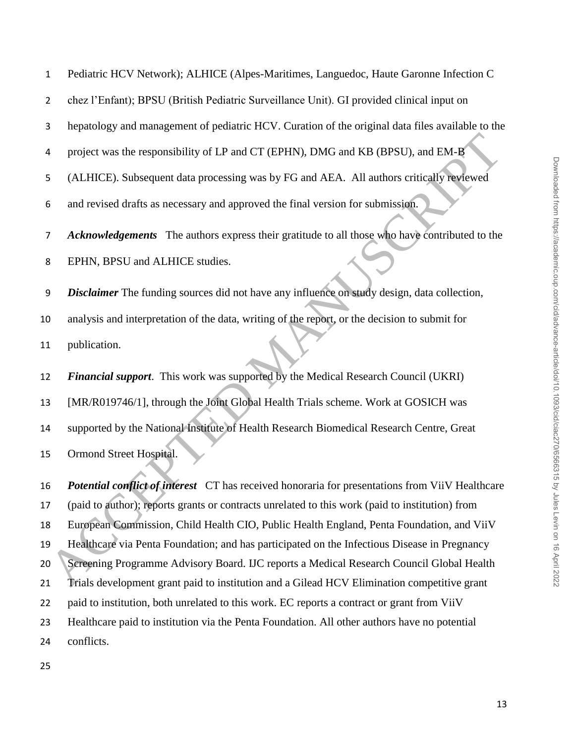Pediatric HCV Network); ALHICE (Alpes-Maritimes, Languedoc, Haute Garonne Infection C chez l'Enfant); BPSU (British Pediatric Surveillance Unit). GI provided clinical input on hepatology and management of pediatric HCV. Curation of the original data files available to the project was the responsibility of LP and CT (EPHN), DMG and KB (BPSU), and EM-B (ALHICE). Subsequent data processing was by FG and AEA. All authors critically reviewed and revised drafts as necessary and approved the final version for submission.

***Acknowledgements*** The authors express their gratitude to all those who have contributed to the EPHN, BPSU and ALHICE studies.

***Disclaimer*** The funding sources did not have any influence on study design, data collection, analysis and interpretation of the data, writing of the report, or the decision to submit for publication.

***Financial support***. This work was supported by the Medical Research Council (UKRI) [MR/R019746/1], through the Joint Global Health Trials scheme. Work at GOSICH was supported by the National Institute of Health Research Biomedical Research Centre, Great Ormond Street Hospital.

***Potential conflict of interest*** CT has received honoraria for presentations from ViiV Healthcare (paid to author); reports grants or contracts unrelated to this work (paid to institution) from European Commission, Child Health CIO, Public Health England, Penta Foundation, and ViiV Healthcare via Penta Foundation; and has participated on the Infectious Disease in Pregnancy Screening Programme Advisory Board. IJC reports a Medical Research Council Global Health Trials development grant paid to institution and a Gilead HCV Elimination competitive grant paid to institution, both unrelated to this work. EC reports a contract or grant from ViiV Healthcare paid to institution via the Penta Foundation. All other authors have no potential conflicts.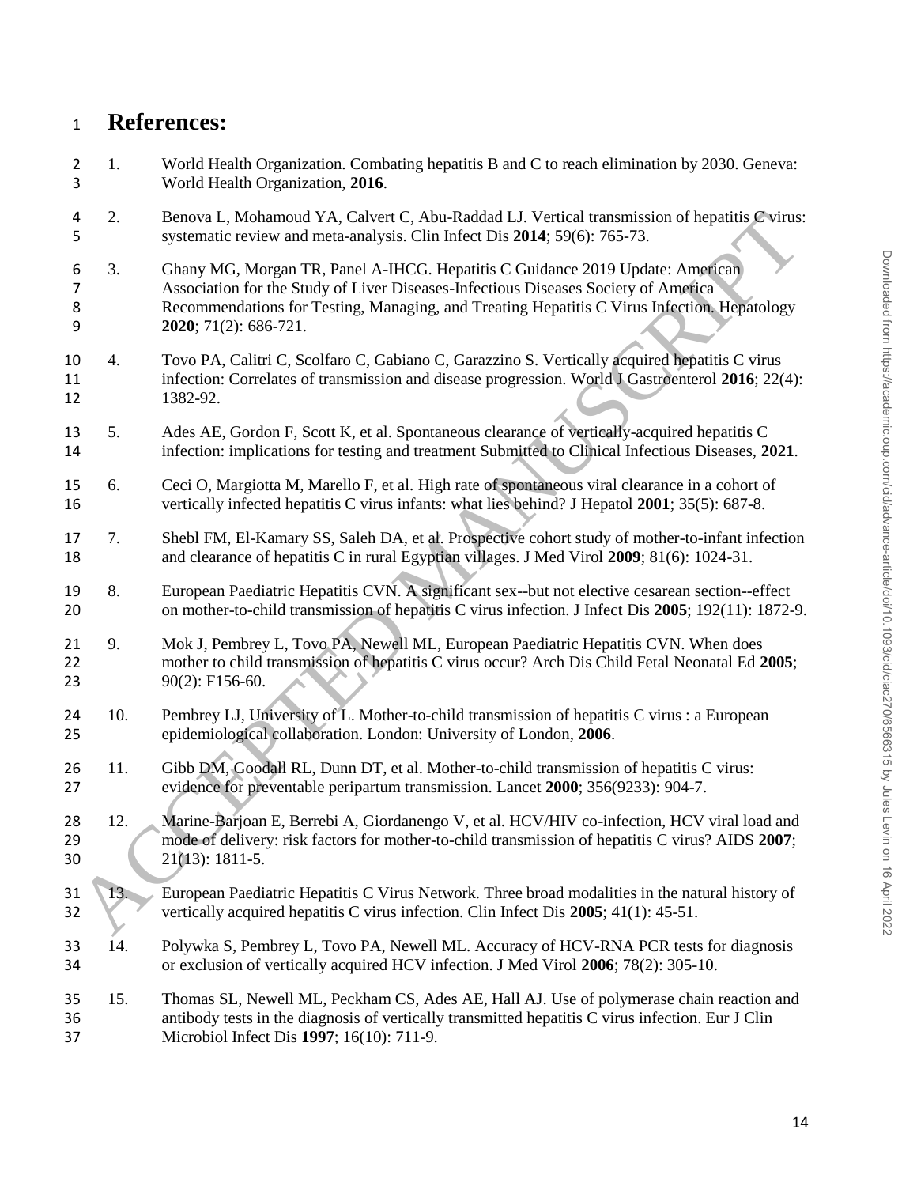# References:

1. World Health Organization. Combating hepatitis B and C to reach elimination by 2030. Geneva: World Health Organization, **2016**.
2. Benova L, Mohamoud YA, Calvert C, Abu-Raddad LJ. Vertical transmission of hepatitis C virus: systematic review and meta-analysis. Clin Infect Dis **2014**; 59(6): 765-73.
3. Ghany MG, Morgan TR, Panel A-IHCG. Hepatitis C Guidance 2019 Update: American Association for the Study of Liver Diseases-Infectious Diseases Society of America Recommendations for Testing, Managing, and Treating Hepatitis C Virus Infection. Hepatology **2020**; 71(2): 686-721.
4. Tovo PA, Calitri C, Scolfaro C, Gabiano C, Garazzino S. Vertically acquired hepatitis C virus infection: Correlates of transmission and disease progression. World J Gastroenterol **2016**; 22(4): 1382-92.
5. Ades AE, Gordon F, Scott K, et al. Spontaneous clearance of vertically-acquired hepatitis C infection: implications for testing and treatment Submitted to Clinical Infectious Diseases, **2021**.
6. Ceci O, Margiotta M, Marello F, et al. High rate of spontaneous viral clearance in a cohort of vertically infected hepatitis C virus infants: what lies behind? J Hepatol **2001**; 35(5): 687-8.
7. Shebl FM, El-Kamary SS, Saleh DA, et al. Prospective cohort study of mother-to-infant infection and clearance of hepatitis C in rural Egyptian villages. J Med Virol **2009**; 81(6): 1024-31.
8. European Paediatric Hepatitis CVN. A significant sex--but not elective cesarean section--effect on mother-to-child transmission of hepatitis C virus infection. J Infect Dis **2005**; 192(11): 1872-9.
9. Mok J, Pembrey L, Tovo PA, Newell ML, European Paediatric Hepatitis CVN. When does mother to child transmission of hepatitis C virus occur? Arch Dis Child Fetal Neonatal Ed **2005**; 90(2): F156-60.
10. Pembrey LJ, University of L. Mother-to-child transmission of hepatitis C virus : a European epidemiological collaboration. London: University of London, **2006**.
11. Gibb DM, Goodall RL, Dunn DT, et al. Mother-to-child transmission of hepatitis C virus: evidence for preventable peripartum transmission. Lancet **2000**; 356(9233): 904-7.
12. Marine-Barjoan E, Berrebi A, Giordanengo V, et al. HCV/HIV co-infection, HCV viral load and mode of delivery: risk factors for mother-to-child transmission of hepatitis C virus? AIDS **2007**; 21(13): 1811-5.
13. European Paediatric Hepatitis C Virus Network. Three broad modalities in the natural history of vertically acquired hepatitis C virus infection. Clin Infect Dis **2005**; 41(1): 45-51.
14. Polywka S, Pembrey L, Tovo PA, Newell ML. Accuracy of HCV-RNA PCR tests for diagnosis or exclusion of vertically acquired HCV infection. J Med Virol **2006**; 78(2): 305-10.
15. Thomas SL, Newell ML, Peckham CS, Ades AE, Hall AJ. Use of polymerase chain reaction and antibody tests in the diagnosis of vertically transmitted hepatitis C virus infection. Eur J Clin Microbiol Infect Dis **1997**; 16(10): 711-9.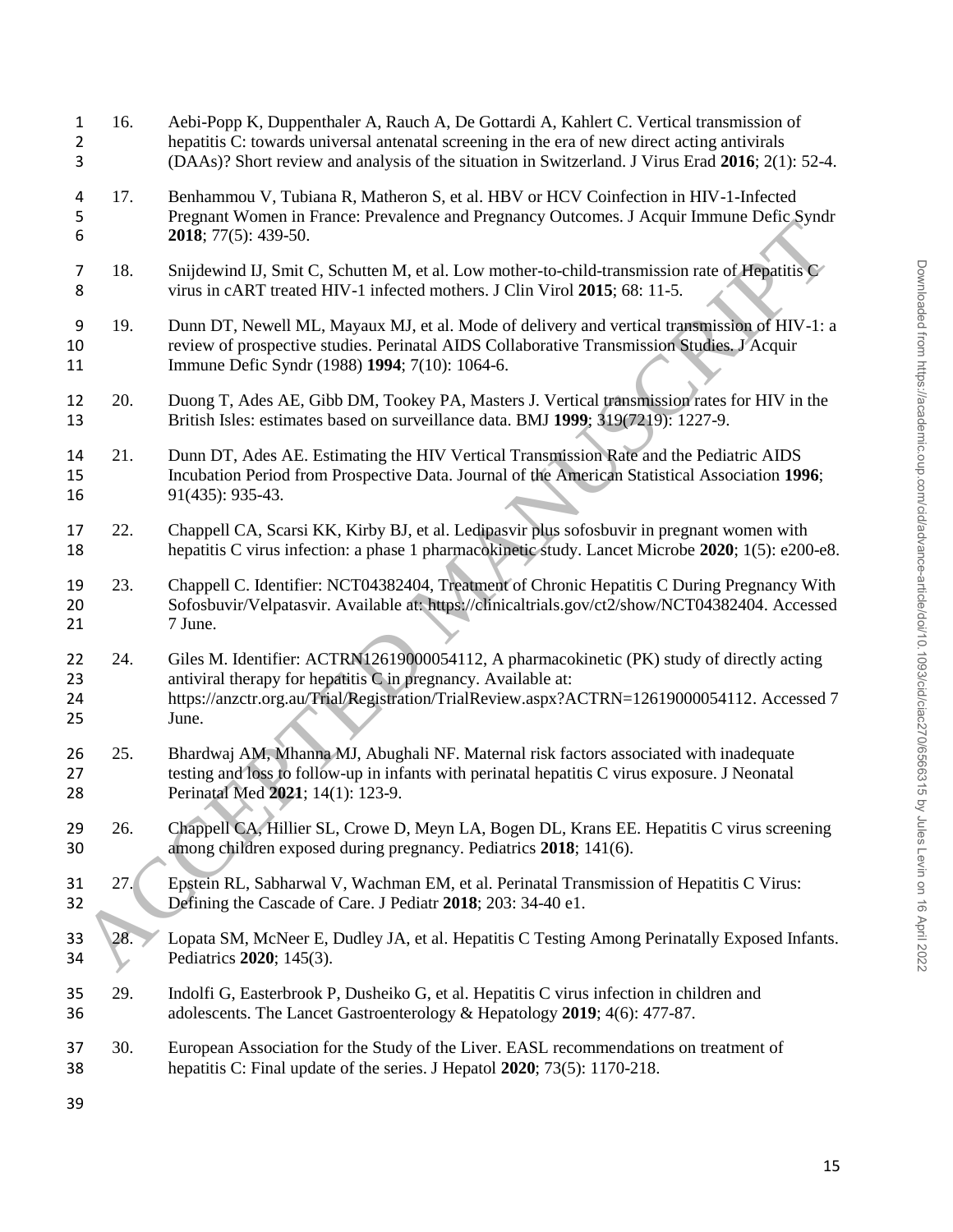16. Aebi-Popp K, Duppenthaler A, Rauch A, De Gottardi A, Kahlert C. Vertical transmission of hepatitis C: towards universal antenatal screening in the era of new direct acting antivirals (DAAs)? Short review and analysis of the situation in Switzerland. J Virus Erad **2016**; 2(1): 52-4.

17. Benhammou V, Tubiana R, Matheron S, et al. HBV or HCV Coinfection in HIV-1-Infected Pregnant Women in France: Prevalence and Pregnancy Outcomes. J Acquir Immune Defic Syndr **2018**; 77(5): 439-50.

18. Snijdewind IJ, Smit C, Schutten M, et al. Low mother-to-child-transmission rate of Hepatitis C virus in cART treated HIV-1 infected mothers. J Clin Virol **2015**; 68: 11-5.

19. Dunn DT, Newell ML, Mayaux MJ, et al. Mode of delivery and vertical transmission of HIV-1: a review of prospective studies. Perinatal AIDS Collaborative Transmission Studies. J Acquir Immune Defic Syndr (1988) **1994**; 7(10): 1064-6.

20. Duong T, Ades AE, Gibb DM, Tookey PA, Masters J. Vertical transmission rates for HIV in the British Isles: estimates based on surveillance data. BMJ **1999**; 319(7219): 1227-9.

21. Dunn DT, Ades AE. Estimating the HIV Vertical Transmission Rate and the Pediatric AIDS Incubation Period from Prospective Data. Journal of the American Statistical Association **1996**; 91(435): 935-43.

22. Chappell CA, Scarsi KK, Kirby BJ, et al. Ledipasvir plus sofosbuvir in pregnant women with hepatitis C virus infection: a phase 1 pharmacokinetic study. Lancet Microbe **2020**; 1(5): e200-e8.

23. Chappell C. Identifier: NCT04382404, Treatment of Chronic Hepatitis C During Pregnancy With Sofosbuvir/Velpatasvir. Available at: https://clinicaltrials.gov/ct2/show/NCT04382404. Accessed 7 June.

24. Giles M. Identifier: ACTRN12619000054112, A pharmacokinetic (PK) study of directly acting antiviral therapy for hepatitis C in pregnancy. Available at: https://anzctr.org.au/Trial/Registration/TrialReview.aspx?ACTRN=12619000054112. Accessed 7 June.

25. Bhardwaj AM, Mhanna MJ, Abughali NF. Maternal risk factors associated with inadequate testing and loss to follow-up in infants with perinatal hepatitis C virus exposure. J Neonatal Perinatal Med **2021**; 14(1): 123-9.

26. Chappell CA, Hillier SL, Crowe D, Meyn LA, Bogen DL, Krans EE. Hepatitis C virus screening among children exposed during pregnancy. Pediatrics **2018**; 141(6).

27. Epstein RL, Sabharwal V, Wachman EM, et al. Perinatal Transmission of Hepatitis C Virus: Defining the Cascade of Care. J Pediatr **2018**; 203: 34-40 e1.

28. Lopata SM, McNeer E, Dudley JA, et al. Hepatitis C Testing Among Perinatally Exposed Infants. Pediatrics **2020**; 145(3).

29. Indolfi G, Easterbrook P, Dusheiko G, et al. Hepatitis C virus infection in children and adolescents. The Lancet Gastroenterology & Hepatology **2019**; 4(6): 477-87.

30. European Association for the Study of the Liver. EASL recommendations on treatment of hepatitis C: Final update of the series. J Hepatol **2020**; 73(5): 1170-218.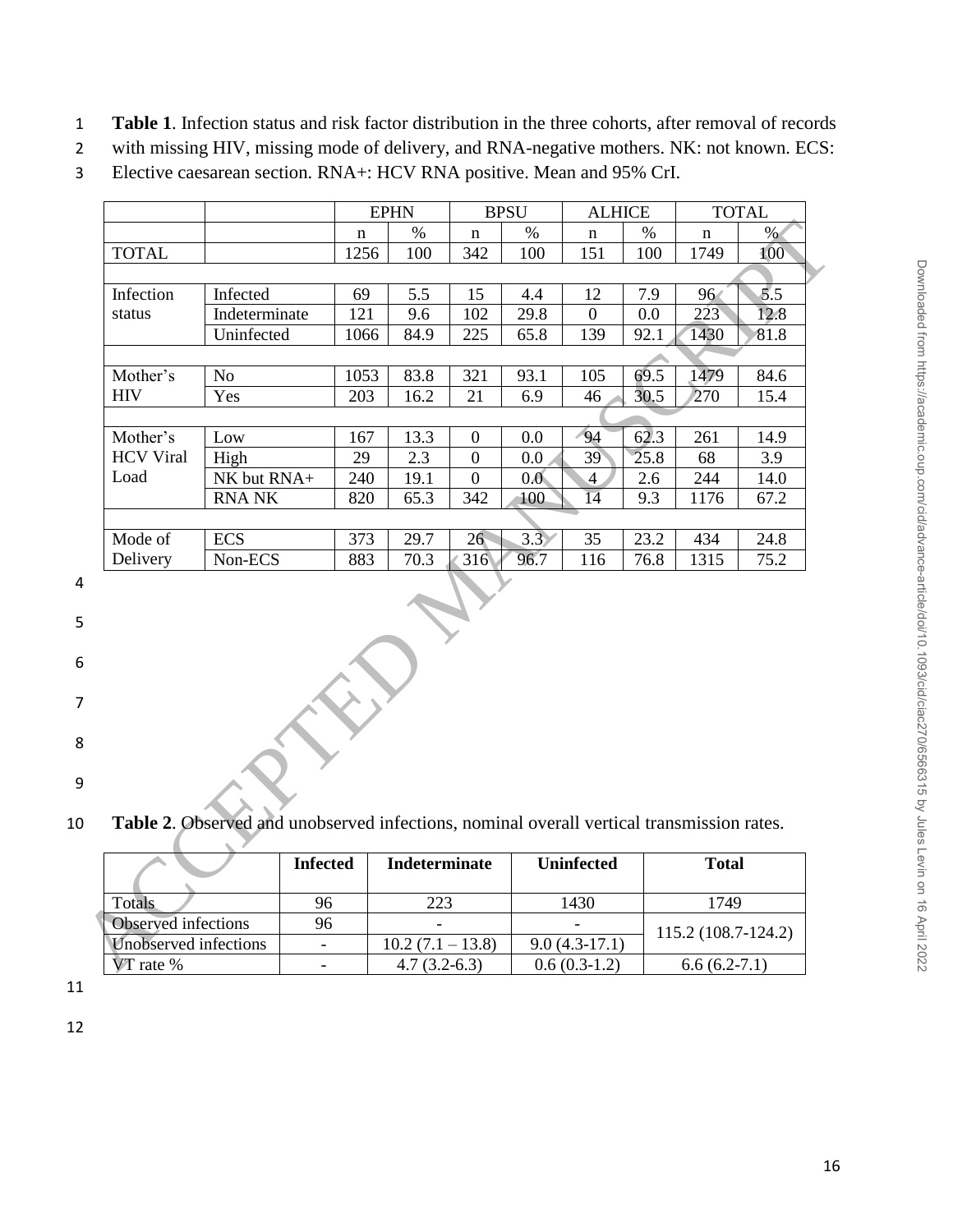**Table 1**. Infection status and risk factor distribution in the three cohorts, after removal of records with missing HIV, missing mode of delivery, and RNA-negative mothers. NK: not known. ECS: Elective caesarean section. RNA+: HCV RNA positive. Mean and 95% CrI.

| | | EPHN | | BPSU | | ALHICE | | TOTAL | |
|---|---|---|---|---|---|---|---|---|---|
| | | n | % | n | % | n | % | n | % |
| TOTAL | | 1256 | 100 | 342 | 100 | 151 | 100 | 1749 | 100 |
| | | | | | | | | | |
| Infection status | Infected | 69 | 5.5 | 15 | 4.4 | 12 | 7.9 | 96 | 5.5 |
| | Indeterminate | 121 | 9.6 | 102 | 29.8 | 0 | 0.0 | 223 | 12.8 |
| | Uninfected | 1066 | 84.9 | 225 | 65.8 | 139 | 92.1 | 1430 | 81.8 |
| | | | | | | | | | |
| Mother's HIV | No | 1053 | 83.8 | 321 | 93.1 | 105 | 69.5 | 1479 | 84.6 |
| | Yes | 203 | 16.2 | 21 | 6.9 | 46 | 30.5 | 270 | 15.4 |
| | | | | | | | | | |
| Mother's HCV Viral Load | Low | 167 | 13.3 | 0 | 0.0 | 94 | 62.3 | 261 | 14.9 |
| | High | 29 | 2.3 | 0 | 0.0 | 39 | 25.8 | 68 | 3.9 |
| | NK but RNA+ | 240 | 19.1 | 0 | 0.0 | 4 | 2.6 | 244 | 14.0 |
| | RNA NK | 820 | 65.3 | 342 | 100 | 14 | 9.3 | 1176 | 67.2 |
| | | | | | | | | | |
| Mode of Delivery | ECS | 373 | 29.7 | 26 | 3.3 | 35 | 23.2 | 434 | 24.8 |
| | Non-ECS | 883 | 70.3 | 316 | 96.7 | 116 | 76.8 | 1315 | 75.2 |

**Table 2**. Observed and unobserved infections, nominal overall vertical transmission rates.

| | Infected | Indeterminate | Uninfected | Total |
|---|---|---|---|---|
| Totals | 96 | 223 | 1430 | 1749 |
| Observed infections | 96 | - | - | 115.2 (108.7-124.2) |
| Unobserved infections | - | 10.2 (7.1 – 13.8) | 9.0 (4.3-17.1) | |
| VT rate % | - | 4.7 (3.2-6.3) | 0.6 (0.3-1.2) | 6.6 (6.2-7.1) |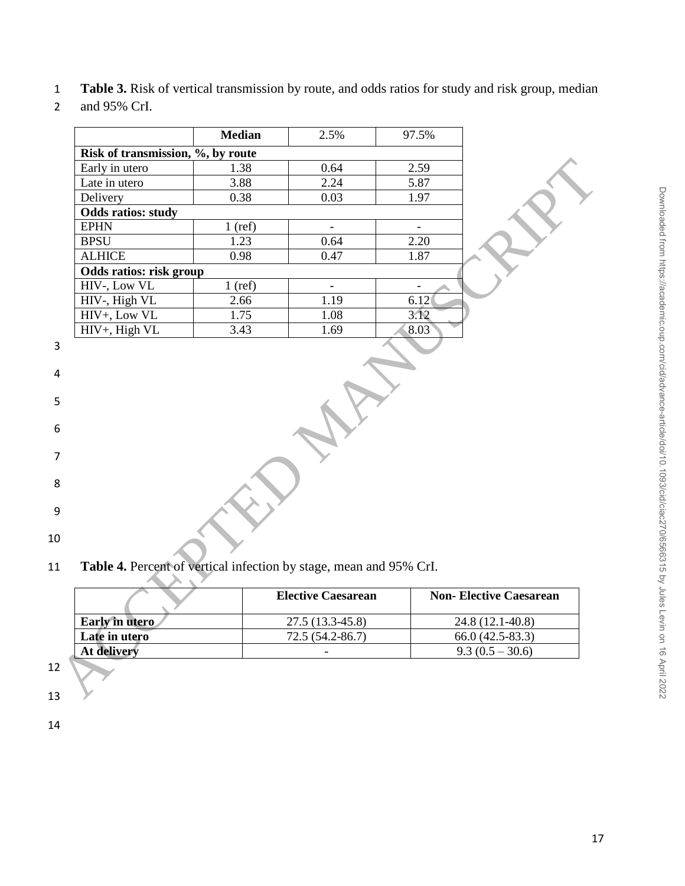**Table 3.** Risk of vertical transmission by route, and odds ratios for study and risk group, median and 95% CrI.

| | **Median** | 2.5% | 97.5% |
|---|---|---|---|
| **Risk of transmission, %, by route** | | | |
| Early in utero | 1.38 | 0.64 | 2.59 |
| Late in utero | 3.88 | 2.24 | 5.87 |
| Delivery | 0.38 | 0.03 | 1.97 |
| **Odds ratios: study** | | | |
| EPHN | 1 (ref) | - | - |
| BPSU | 1.23 | 0.64 | 2.20 |
| ALHICE | 0.98 | 0.47 | 1.87 |
| **Odds ratios: risk group** | | | |
| HIV-, Low VL | 1 (ref) | - | - |
| HIV-, High VL | 2.66 | 1.19 | 6.12 |
| HIV+, Low VL | 1.75 | 1.08 | 3.12 |
| HIV+, High VL | 3.43 | 1.69 | 8.03 |

**Table 4.** Percent of vertical infection by stage, mean and 95% CrI.

| | **Elective Caesarean** | **Non- Elective Caesarean** |
|---|---|---|
| **Early in utero** | 27.5 (13.3-45.8) | 24.8 (12.1-40.8) |
| **Late in utero** | 72.5 (54.2-86.7) | 66.0 (42.5-83.3) |
| **At delivery** | - | 9.3 (0.5 – 30.6) |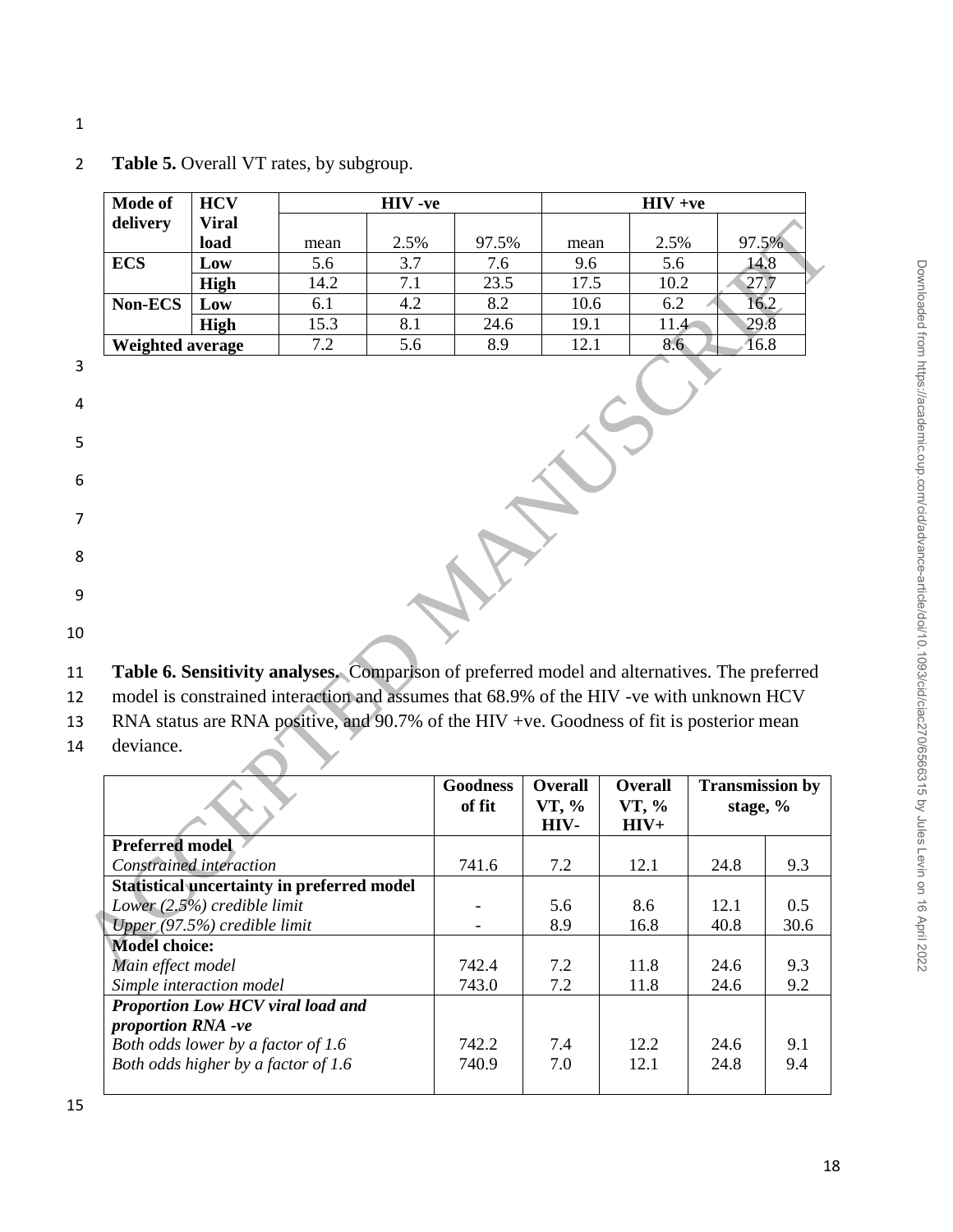**Table 5.** Overall VT rates, by subgroup.

| Mode of delivery | HCV Viral load | HIV -ve | | | HIV +ve | | |
|---|---|---|---|---|---|---|---|
| | | mean | 2.5% | 97.5% | mean | 2.5% | 97.5% |
| **ECS** | **Low** | 5.6 | 3.7 | 7.6 | 9.6 | 5.6 | 14.8 |
| | **High** | 14.2 | 7.1 | 23.5 | 17.5 | 10.2 | 27.7 |
| **Non-ECS** | **Low** | 6.1 | 4.2 | 8.2 | 10.6 | 6.2 | 16.2 |
| | **High** | 15.3 | 8.1 | 24.6 | 19.1 | 11.4 | 29.8 |
| **Weighted average** | | 7.2 | 5.6 | 8.9 | 12.1 | 8.6 | 16.8 |

**Table 6. Sensitivity analyses.** Comparison of preferred model and alternatives. The preferred model is constrained interaction and assumes that 68.9% of the HIV -ve with unknown HCV RNA status are RNA positive, and 90.7% of the HIV +ve. Goodness of fit is posterior mean deviance.

| | Goodness of fit | Overall VT, % HIV- | Overall VT, % HIV+ | Transmission by stage, % | |
|---|---|---|---|---|---|
| **Preferred model** | | | | | |
| *Constrained interaction* | 741.6 | 7.2 | 12.1 | 24.8 | 9.3 |
| **Statistical uncertainty in preferred model** | | | | | |
| *Lower (2.5%) credible limit* | - | 5.6 | 8.6 | 12.1 | 0.5 |
| *Upper (97.5%) credible limit* | - | 8.9 | 16.8 | 40.8 | 30.6 |
| **Model choice:** | | | | | |
| *Main effect model* | 742.4 | 7.2 | 11.8 | 24.6 | 9.3 |
| *Simple interaction model* | 743.0 | 7.2 | 11.8 | 24.6 | 9.2 |
| ***Proportion Low HCV viral load and proportion RNA -ve*** | | | | | |
| *Both odds lower by a factor of 1.6* | 742.2 | 7.4 | 12.2 | 24.6 | 9.1 |
| *Both odds higher by a factor of 1.6* | 740.9 | 7.0 | 12.1 | 24.8 | 9.4 |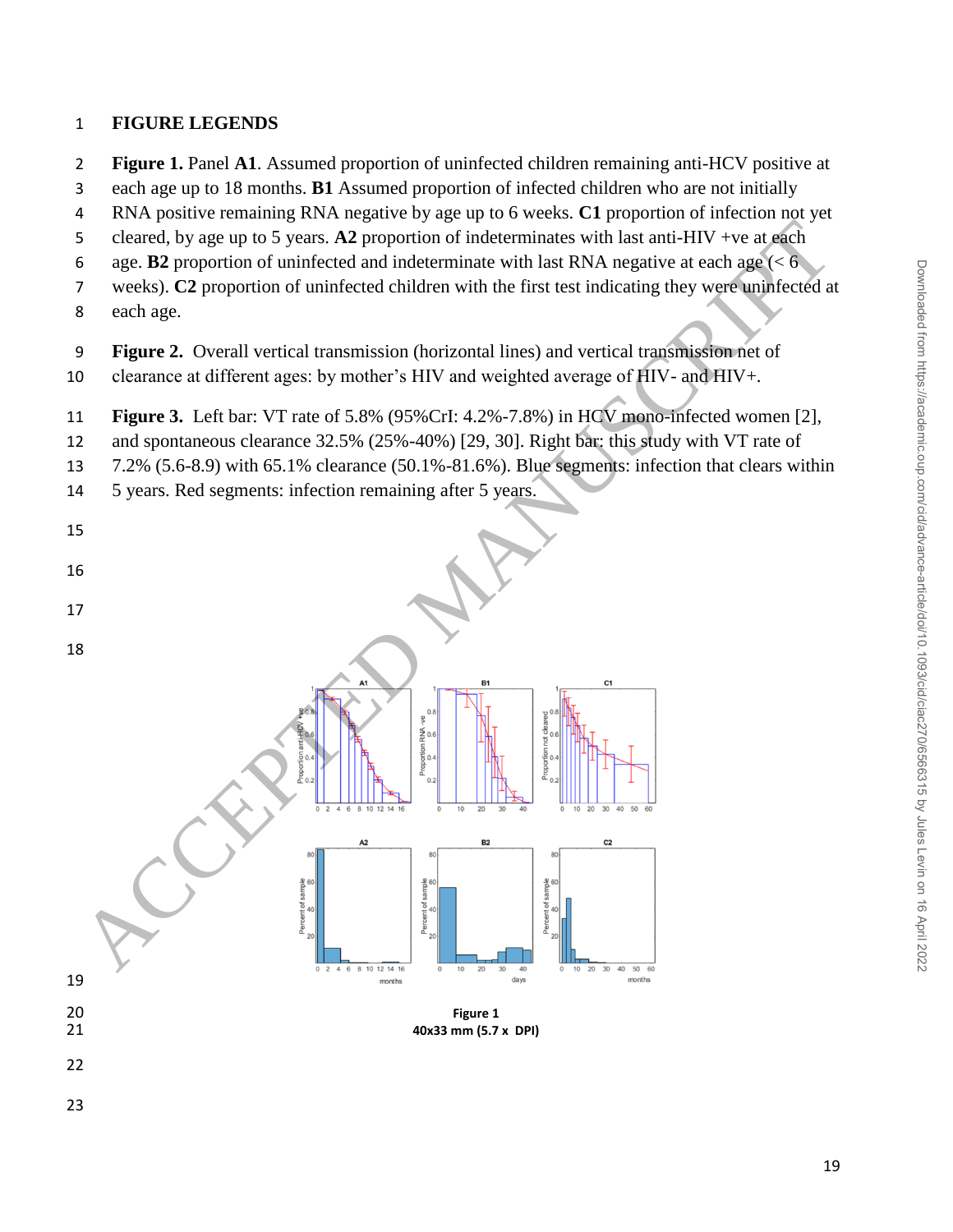**FIGURE LEGENDS**

**Figure 1.** Panel **A1**. Assumed proportion of uninfected children remaining anti-HCV positive at each age up to 18 months. **B1** Assumed proportion of infected children who are not initially RNA positive remaining RNA negative by age up to 6 weeks. **C1** proportion of infection not yet cleared, by age up to 5 years. **A2** proportion of indeterminates with last anti-HIV +ve at each age. **B2** proportion of uninfected and indeterminate with last RNA negative at each age (< 6 weeks). **C2** proportion of uninfected children with the first test indicating they were uninfected at each age.

**Figure 2.** Overall vertical transmission (horizontal lines) and vertical transmission net of clearance at different ages: by mother's HIV and weighted average of HIV- and HIV+.

**Figure 3.** Left bar: VT rate of 5.8% (95%CrI: 4.2%-7.8%) in HCV mono-infected women [2], and spontaneous clearance 32.5% (25%-40%) [29, 30]. Right bar: this study with VT rate of 7.2% (5.6-8.9) with 65.1% clearance (50.1%-81.6%). Blue segments: infection that clears within 5 years. Red segments: infection remaining after 5 years.

**Figure 1**
**40x33 mm (5.7 x DPI)**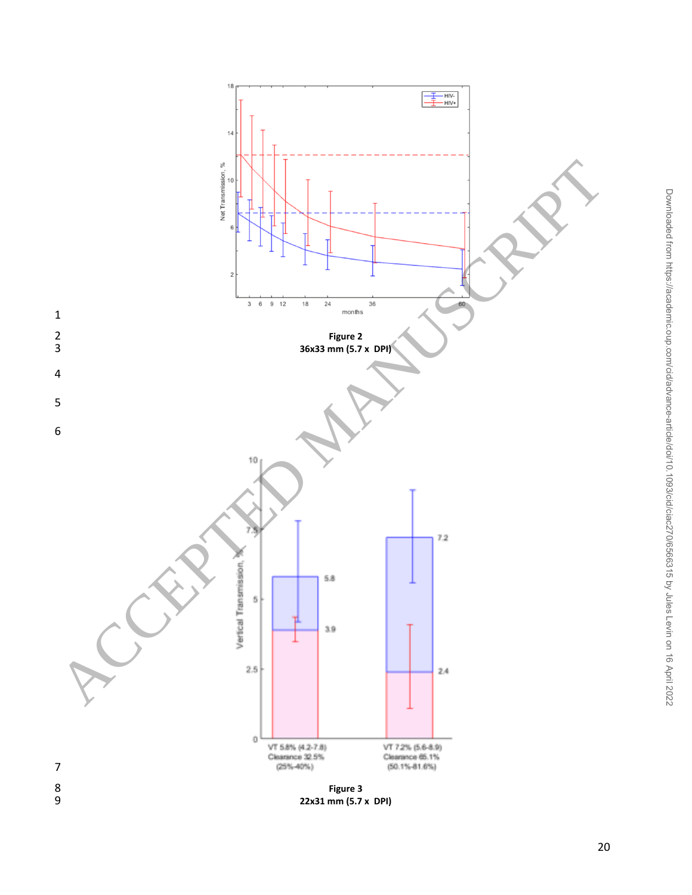HIV-

HIV+

Net Transmission, %

months

**Figure 2**
**36x33 mm (5.7 x DPI)**

Vertical Transmission, %

5.8

3.9

7.2

2.4

VT 5.8% (4.2-7.8)
Clearance 32.5%
(25%-40%)

VT 7.2% (5.6-8.9)
Clearance 65.1%
(50.1%-81.6%)

**Figure 3**
**22x31 mm (5.7 x DPI)**